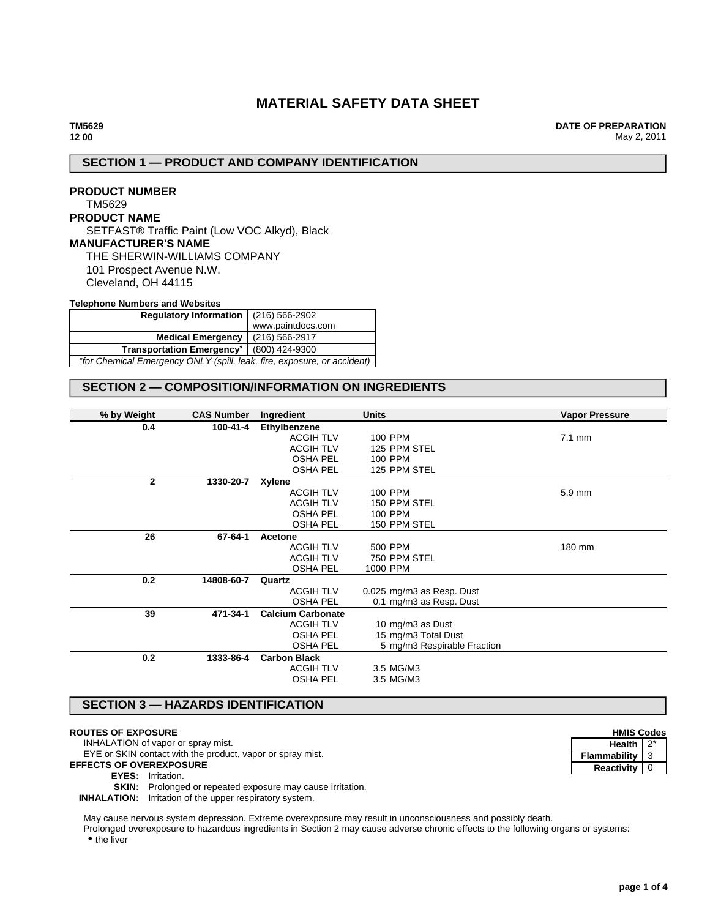# MATERIAL SAFETY DATA SHEET

**TM5629**
**12 00**

**DATE OF PREPARATION**
May 2, 2011

## SECTION 1 — PRODUCT AND COMPANY IDENTIFICATION

**PRODUCT NUMBER**
TM5629

**PRODUCT NAME**
SETFAST® Traffic Paint (Low VOC Alkyd), Black

**MANUFACTURER'S NAME**
THE SHERWIN-WILLIAMS COMPANY
101 Prospect Avenue N.W.
Cleveland, OH 44115

**Telephone Numbers and Websites**

| | |
|---|---|
| **Regulatory Information** | (216) 566-2902<br>www.paintdocs.com |
| **Medical Emergency** | (216) 566-2917 |
| **Transportation Emergency*** | (800) 424-9300 |
| *for Chemical Emergency ONLY (spill, leak, fire, exposure, or accident)* | |

## SECTION 2 — COMPOSITION/INFORMATION ON INGREDIENTS

| % by Weight | CAS Number | Ingredient | Units | Vapor Pressure |
|---|---|---|---|---|
| **0.4** | **100-41-4** | **Ethylbenzene** | | |
| | | ACGIH TLV | 100 PPM | 7.1 mm |
| | | ACGIH TLV | 125 PPM STEL | |
| | | OSHA PEL | 100 PPM | |
| | | OSHA PEL | 125 PPM STEL | |
| **2** | **1330-20-7** | **Xylene** | | |
| | | ACGIH TLV | 100 PPM | 5.9 mm |
| | | ACGIH TLV | 150 PPM STEL | |
| | | OSHA PEL | 100 PPM | |
| | | OSHA PEL | 150 PPM STEL | |
| **26** | **67-64-1** | **Acetone** | | |
| | | ACGIH TLV | 500 PPM | 180 mm |
| | | ACGIH TLV | 750 PPM STEL | |
| | | OSHA PEL | 1000 PPM | |
| **0.2** | **14808-60-7** | **Quartz** | | |
| | | ACGIH TLV | 0.025 mg/m3 as Resp. Dust | |
| | | OSHA PEL | 0.1 mg/m3 as Resp. Dust | |
| **39** | **471-34-1** | **Calcium Carbonate** | | |
| | | ACGIH TLV | 10 mg/m3 as Dust | |
| | | OSHA PEL | 15 mg/m3 Total Dust | |
| | | OSHA PEL | 5 mg/m3 Respirable Fraction | |
| **0.2** | **1333-86-4** | **Carbon Black** | | |
| | | ACGIH TLV | 3.5 MG/M3 | |
| | | OSHA PEL | 3.5 MG/M3 | |

## SECTION 3 — HAZARDS IDENTIFICATION

**HMIS Codes**

| | |
|---|---|
| **Health** | 2* |
| **Flammability** | 3 |
| **Reactivity** | 0 |

**ROUTES OF EXPOSURE**
INHALATION of vapor or spray mist.
EYE or SKIN contact with the product, vapor or spray mist.

**EFFECTS OF OVEREXPOSURE**
**EYES:** Irritation.
**SKIN:** Prolonged or repeated exposure may cause irritation.
**INHALATION:** Irritation of the upper respiratory system.

May cause nervous system depression. Extreme overexposure may result in unconsciousness and possibly death.
Prolonged overexposure to hazardous ingredients in Section 2 may cause adverse chronic effects to the following organs or systems:

- the liver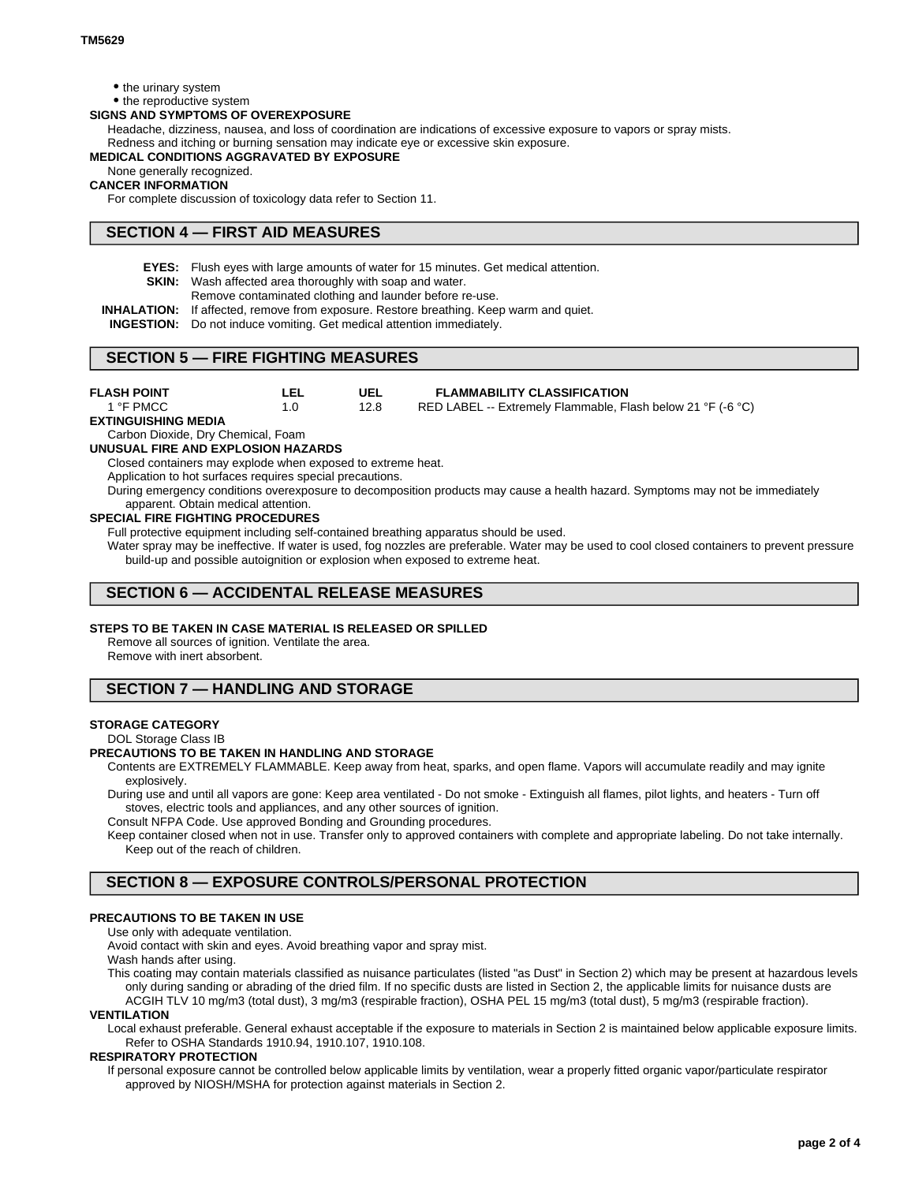- the urinary system
- the reproductive system

**SIGNS AND SYMPTOMS OF OVEREXPOSURE**

Headache, dizziness, nausea, and loss of coordination are indications of excessive exposure to vapors or spray mists.
Redness and itching or burning sensation may indicate eye or excessive skin exposure.

**MEDICAL CONDITIONS AGGRAVATED BY EXPOSURE**

None generally recognized.

**CANCER INFORMATION**

For complete discussion of toxicology data refer to Section 11.

## SECTION 4 — FIRST AID MEASURES

**EYES:** Flush eyes with large amounts of water for 15 minutes. Get medical attention.
**SKIN:** Wash affected area thoroughly with soap and water.
Remove contaminated clothing and launder before re-use.
**INHALATION:** If affected, remove from exposure. Restore breathing. Keep warm and quiet.
**INGESTION:** Do not induce vomiting. Get medical attention immediately.

## SECTION 5 — FIRE FIGHTING MEASURES

| FLASH POINT | LEL | UEL | FLAMMABILITY CLASSIFICATION |
|---|---|---|---|
| 1 °F PMCC | 1.0 | 12.8 | RED LABEL -- Extremely Flammable, Flash below 21 °F (-6 °C) |

**EXTINGUISHING MEDIA**

Carbon Dioxide, Dry Chemical, Foam

**UNUSUAL FIRE AND EXPLOSION HAZARDS**

Closed containers may explode when exposed to extreme heat.
Application to hot surfaces requires special precautions.
During emergency conditions overexposure to decomposition products may cause a health hazard. Symptoms may not be immediately apparent. Obtain medical attention.

**SPECIAL FIRE FIGHTING PROCEDURES**

Full protective equipment including self-contained breathing apparatus should be used.
Water spray may be ineffective. If water is used, fog nozzles are preferable. Water may be used to cool closed containers to prevent pressure build-up and possible autoignition or explosion when exposed to extreme heat.

## SECTION 6 — ACCIDENTAL RELEASE MEASURES

**STEPS TO BE TAKEN IN CASE MATERIAL IS RELEASED OR SPILLED**

Remove all sources of ignition. Ventilate the area.
Remove with inert absorbent.

## SECTION 7 — HANDLING AND STORAGE

**STORAGE CATEGORY**

DOL Storage Class IB

**PRECAUTIONS TO BE TAKEN IN HANDLING AND STORAGE**

Contents are EXTREMELY FLAMMABLE. Keep away from heat, sparks, and open flame. Vapors will accumulate readily and may ignite explosively.
During use and until all vapors are gone: Keep area ventilated - Do not smoke - Extinguish all flames, pilot lights, and heaters - Turn off stoves, electric tools and appliances, and any other sources of ignition.
Consult NFPA Code. Use approved Bonding and Grounding procedures.
Keep container closed when not in use. Transfer only to approved containers with complete and appropriate labeling. Do not take internally. Keep out of the reach of children.

## SECTION 8 — EXPOSURE CONTROLS/PERSONAL PROTECTION

**PRECAUTIONS TO BE TAKEN IN USE**

Use only with adequate ventilation.
Avoid contact with skin and eyes. Avoid breathing vapor and spray mist.
Wash hands after using.
This coating may contain materials classified as nuisance particulates (listed "as Dust" in Section 2) which may be present at hazardous levels only during sanding or abrading of the dried film. If no specific dusts are listed in Section 2, the applicable limits for nuisance dusts are ACGIH TLV 10 mg/m3 (total dust), 3 mg/m3 (respirable fraction), OSHA PEL 15 mg/m3 (total dust), 5 mg/m3 (respirable fraction).

**VENTILATION**

Local exhaust preferable. General exhaust acceptable if the exposure to materials in Section 2 is maintained below applicable exposure limits. Refer to OSHA Standards 1910.94, 1910.107, 1910.108.

**RESPIRATORY PROTECTION**

If personal exposure cannot be controlled below applicable limits by ventilation, wear a properly fitted organic vapor/particulate respirator approved by NIOSH/MSHA for protection against materials in Section 2.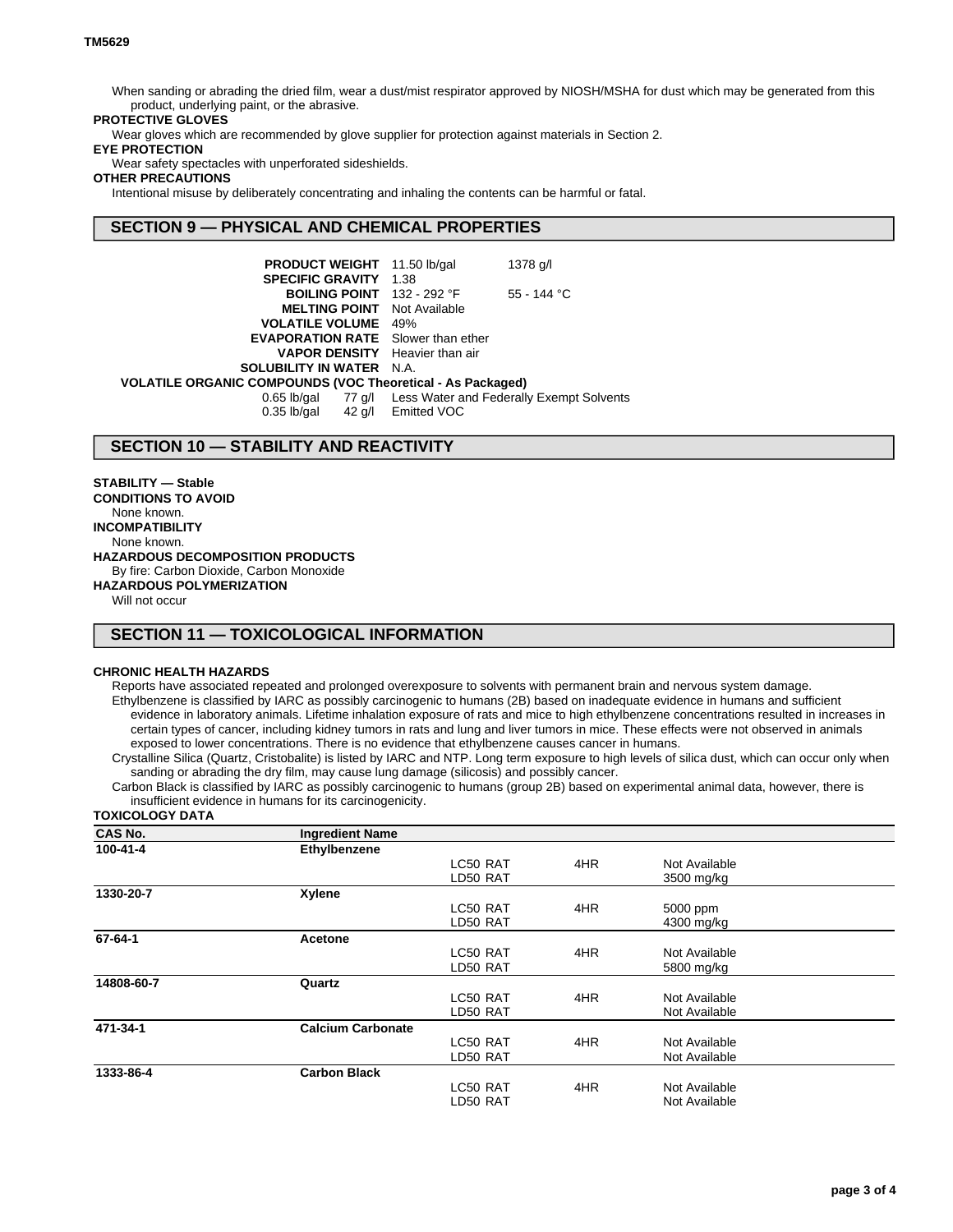When sanding or abrading the dried film, wear a dust/mist respirator approved by NIOSH/MSHA for dust which may be generated from this product, underlying paint, or the abrasive.

**PROTECTIVE GLOVES**

Wear gloves which are recommended by glove supplier for protection against materials in Section 2.

**EYE PROTECTION**

Wear safety spectacles with unperforated sideshields.

**OTHER PRECAUTIONS**

Intentional misuse by deliberately concentrating and inhaling the contents can be harmful or fatal.

## SECTION 9 — PHYSICAL AND CHEMICAL PROPERTIES

| | | |
|---|---|---|
| **PRODUCT WEIGHT** | 11.50 lb/gal | 1378 g/l |
| **SPECIFIC GRAVITY** | 1.38 | |
| **BOILING POINT** | 132 - 292 °F | 55 - 144 °C |
| **MELTING POINT** | Not Available | |
| **VOLATILE VOLUME** | 49% | |
| **EVAPORATION RATE** | Slower than ether | |
| **VAPOR DENSITY** | Heavier than air | |
| **SOLUBILITY IN WATER** | N.A. | |

**VOLATILE ORGANIC COMPOUNDS (VOC Theoretical - As Packaged)**

| | | |
|---|---|---|
| 0.65 lb/gal | 77 g/l | Less Water and Federally Exempt Solvents |
| 0.35 lb/gal | 42 g/l | Emitted VOC |

## SECTION 10 — STABILITY AND REACTIVITY

**STABILITY — Stable**

**CONDITIONS TO AVOID**

None known.

**INCOMPATIBILITY**

None known.

**HAZARDOUS DECOMPOSITION PRODUCTS**

By fire: Carbon Dioxide, Carbon Monoxide

**HAZARDOUS POLYMERIZATION**

Will not occur

## SECTION 11 — TOXICOLOGICAL INFORMATION

**CHRONIC HEALTH HAZARDS**

Reports have associated repeated and prolonged overexposure to solvents with permanent brain and nervous system damage.

Ethylbenzene is classified by IARC as possibly carcinogenic to humans (2B) based on inadequate evidence in humans and sufficient evidence in laboratory animals. Lifetime inhalation exposure of rats and mice to high ethylbenzene concentrations resulted in increases in certain types of cancer, including kidney tumors in rats and lung and liver tumors in mice. These effects were not observed in animals exposed to lower concentrations. There is no evidence that ethylbenzene causes cancer in humans.

Crystalline Silica (Quartz, Cristobalite) is listed by IARC and NTP. Long term exposure to high levels of silica dust, which can occur only when sanding or abrading the dry film, may cause lung damage (silicosis) and possibly cancer.

Carbon Black is classified by IARC as possibly carcinogenic to humans (group 2B) based on experimental animal data, however, there is insufficient evidence in humans for its carcinogenicity.

**TOXICOLOGY DATA**

| CAS No. | Ingredient Name | | | |
|---|---|---|---|---|
| **100-41-4** | **Ethylbenzene** | | | |
| | | LC50 RAT | 4HR | Not Available |
| | | LD50 RAT | | 3500 mg/kg |
| **1330-20-7** | **Xylene** | | | |
| | | LC50 RAT | 4HR | 5000 ppm |
| | | LD50 RAT | | 4300 mg/kg |
| **67-64-1** | **Acetone** | | | |
| | | LC50 RAT | 4HR | Not Available |
| | | LD50 RAT | | 5800 mg/kg |
| **14808-60-7** | **Quartz** | | | |
| | | LC50 RAT | 4HR | Not Available |
| | | LD50 RAT | | Not Available |
| **471-34-1** | **Calcium Carbonate** | | | |
| | | LC50 RAT | 4HR | Not Available |
| | | LD50 RAT | | Not Available |
| **1333-86-4** | **Carbon Black** | | | |
| | | LC50 RAT | 4HR | Not Available |
| | | LD50 RAT | | Not Available |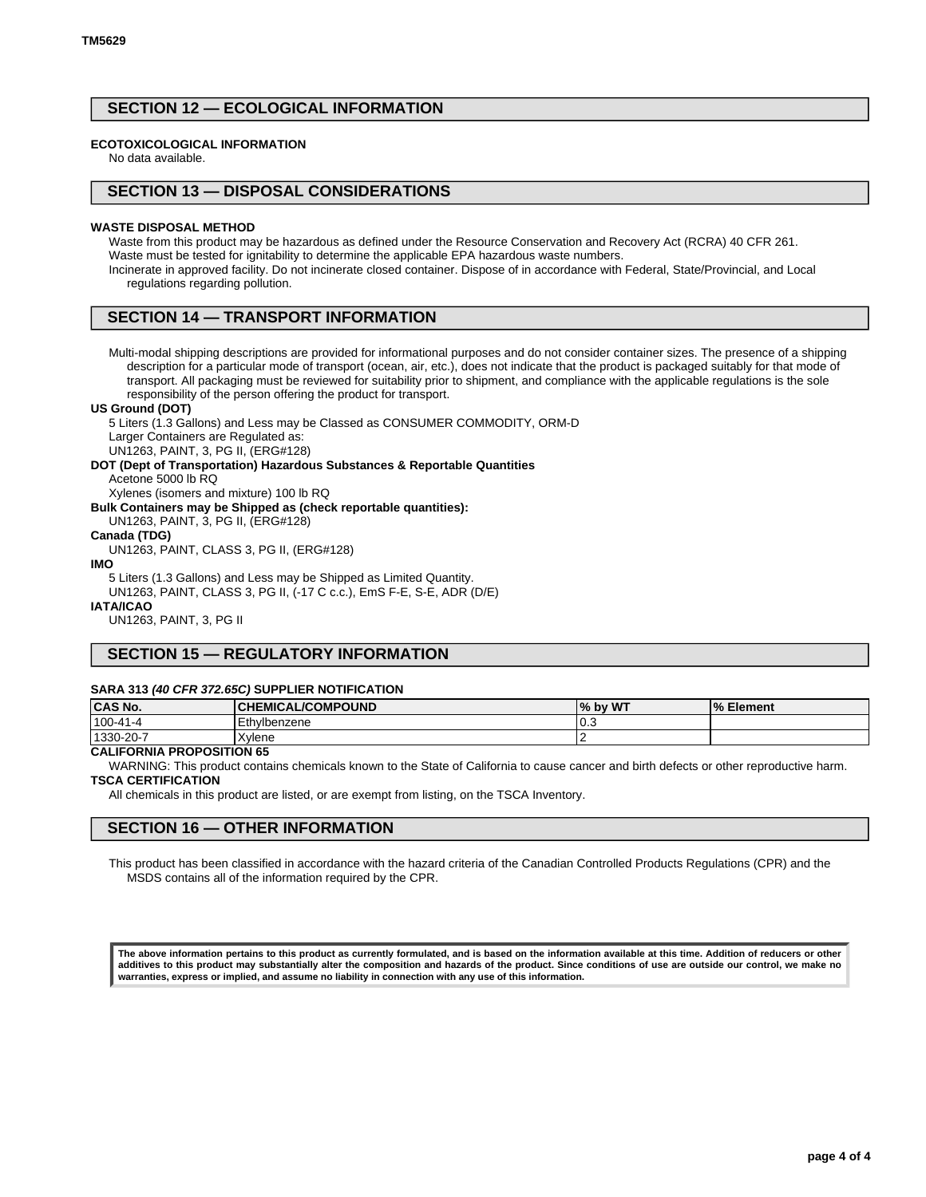## SECTION 12 — ECOLOGICAL INFORMATION

**ECOTOXICOLOGICAL INFORMATION**

No data available.

## SECTION 13 — DISPOSAL CONSIDERATIONS

**WASTE DISPOSAL METHOD**

Waste from this product may be hazardous as defined under the Resource Conservation and Recovery Act (RCRA) 40 CFR 261.
Waste must be tested for ignitability to determine the applicable EPA hazardous waste numbers.
Incinerate in approved facility. Do not incinerate closed container. Dispose of in accordance with Federal, State/Provincial, and Local regulations regarding pollution.

## SECTION 14 — TRANSPORT INFORMATION

Multi-modal shipping descriptions are provided for informational purposes and do not consider container sizes. The presence of a shipping description for a particular mode of transport (ocean, air, etc.), does not indicate that the product is packaged suitably for that mode of transport. All packaging must be reviewed for suitability prior to shipment, and compliance with the applicable regulations is the sole responsibility of the person offering the product for transport.

**US Ground (DOT)**

5 Liters (1.3 Gallons) and Less may be Classed as CONSUMER COMMODITY, ORM-D
Larger Containers are Regulated as:
UN1263, PAINT, 3, PG II, (ERG#128)

**DOT (Dept of Transportation) Hazardous Substances & Reportable Quantities**

Acetone 5000 lb RQ
Xylenes (isomers and mixture) 100 lb RQ

**Bulk Containers may be Shipped as (check reportable quantities):**

UN1263, PAINT, 3, PG II, (ERG#128)

**Canada (TDG)**

UN1263, PAINT, CLASS 3, PG II, (ERG#128)

**IMO**

5 Liters (1.3 Gallons) and Less may be Shipped as Limited Quantity.
UN1263, PAINT, CLASS 3, PG II, (-17 C c.c.), EmS F-E, S-E, ADR (D/E)

**IATA/ICAO**

UN1263, PAINT, 3, PG II

## SECTION 15 — REGULATORY INFORMATION

**SARA 313** ***(40 CFR 372.65C)*** **SUPPLIER NOTIFICATION**

| CAS No. | CHEMICAL/COMPOUND | % by WT | % Element |
|---|---|---|---|
| 100-41-4 | Ethylbenzene | 0.3 | |
| 1330-20-7 | Xylene | 2 | |

**CALIFORNIA PROPOSITION 65**

WARNING: This product contains chemicals known to the State of California to cause cancer and birth defects or other reproductive harm.

**TSCA CERTIFICATION**

All chemicals in this product are listed, or are exempt from listing, on the TSCA Inventory.

## SECTION 16 — OTHER INFORMATION

This product has been classified in accordance with the hazard criteria of the Canadian Controlled Products Regulations (CPR) and the MSDS contains all of the information required by the CPR.

**The above information pertains to this product as currently formulated, and is based on the information available at this time. Addition of reducers or other additives to this product may substantially alter the composition and hazards of the product. Since conditions of use are outside our control, we make no warranties, express or implied, and assume no liability in connection with any use of this information.**